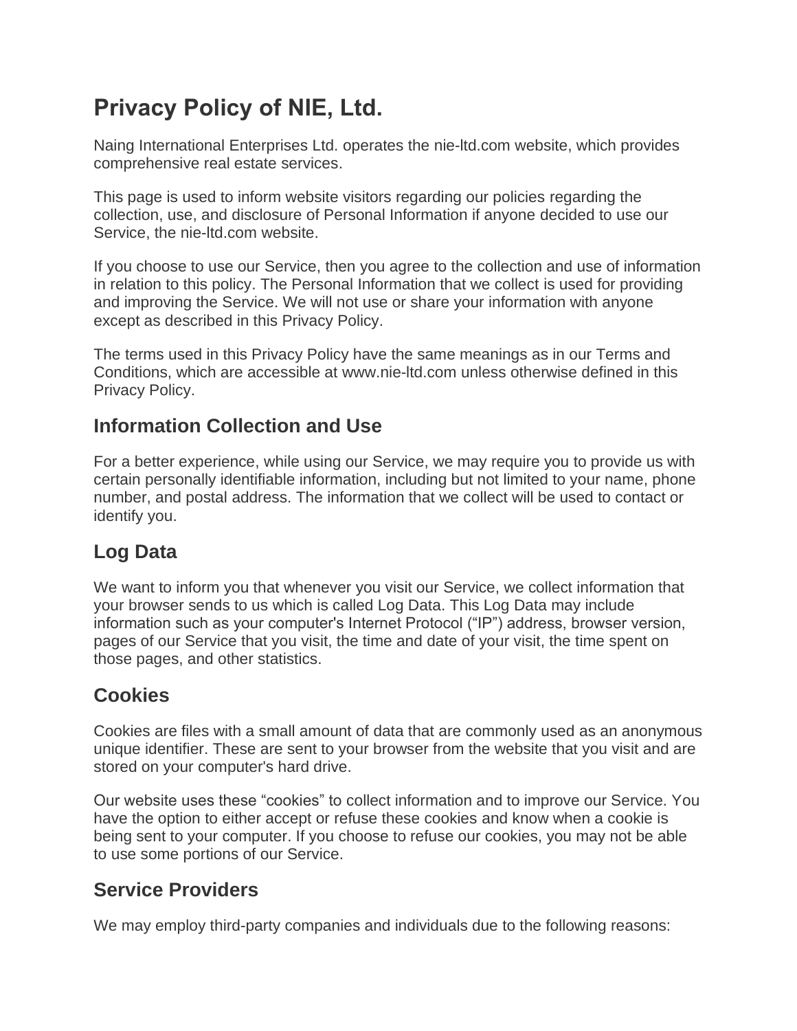# Privacy Policy of NIE, Ltd.

Naing International Enterprises Ltd. operates the nie-ltd.com website, which provides comprehensive real estate services.

This page is used to inform website visitors regarding our policies regarding the collection, use, and disclosure of Personal Information if anyone decided to use our Service, the nie-ltd.com website.

If you choose to use our Service, then you agree to the collection and use of information in relation to this policy. The Personal Information that we collect is used for providing and improving the Service. We will not use or share your information with anyone except as described in this Privacy Policy.

The terms used in this Privacy Policy have the same meanings as in our Terms and Conditions, which are accessible at www.nie-ltd.com unless otherwise defined in this Privacy Policy.

## Information Collection and Use

For a better experience, while using our Service, we may require you to provide us with certain personally identifiable information, including but not limited to your name, phone number, and postal address. The information that we collect will be used to contact or identify you.

## Log Data

We want to inform you that whenever you visit our Service, we collect information that your browser sends to us which is called Log Data. This Log Data may include information such as your computer's Internet Protocol ("IP") address, browser version, pages of our Service that you visit, the time and date of your visit, the time spent on those pages, and other statistics.

## Cookies

Cookies are files with a small amount of data that are commonly used as an anonymous unique identifier. These are sent to your browser from the website that you visit and are stored on your computer's hard drive.

Our website uses these "cookies" to collect information and to improve our Service. You have the option to either accept or refuse these cookies and know when a cookie is being sent to your computer. If you choose to refuse our cookies, you may not be able to use some portions of our Service.

## Service Providers

We may employ third-party companies and individuals due to the following reasons: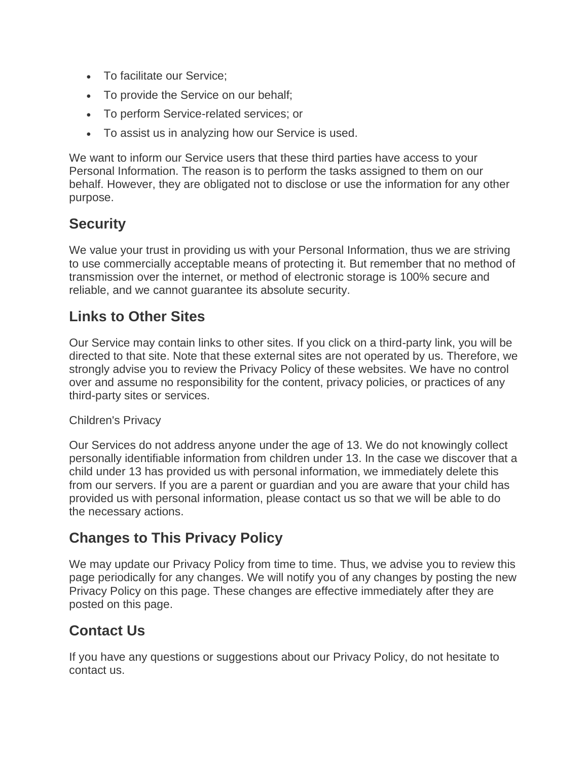- To facilitate our Service;
- To provide the Service on our behalf;
- To perform Service-related services; or
- To assist us in analyzing how our Service is used.

We want to inform our Service users that these third parties have access to your Personal Information. The reason is to perform the tasks assigned to them on our behalf. However, they are obligated not to disclose or use the information for any other purpose.

## Security

We value your trust in providing us with your Personal Information, thus we are striving to use commercially acceptable means of protecting it. But remember that no method of transmission over the internet, or method of electronic storage is 100% secure and reliable, and we cannot guarantee its absolute security.

## Links to Other Sites

Our Service may contain links to other sites. If you click on a third-party link, you will be directed to that site. Note that these external sites are not operated by us. Therefore, we strongly advise you to review the Privacy Policy of these websites. We have no control over and assume no responsibility for the content, privacy policies, or practices of any third-party sites or services.

Children's Privacy

Our Services do not address anyone under the age of 13. We do not knowingly collect personally identifiable information from children under 13. In the case we discover that a child under 13 has provided us with personal information, we immediately delete this from our servers. If you are a parent or guardian and you are aware that your child has provided us with personal information, please contact us so that we will be able to do the necessary actions.

## Changes to This Privacy Policy

We may update our Privacy Policy from time to time. Thus, we advise you to review this page periodically for any changes. We will notify you of any changes by posting the new Privacy Policy on this page. These changes are effective immediately after they are posted on this page.

## Contact Us

If you have any questions or suggestions about our Privacy Policy, do not hesitate to contact us.